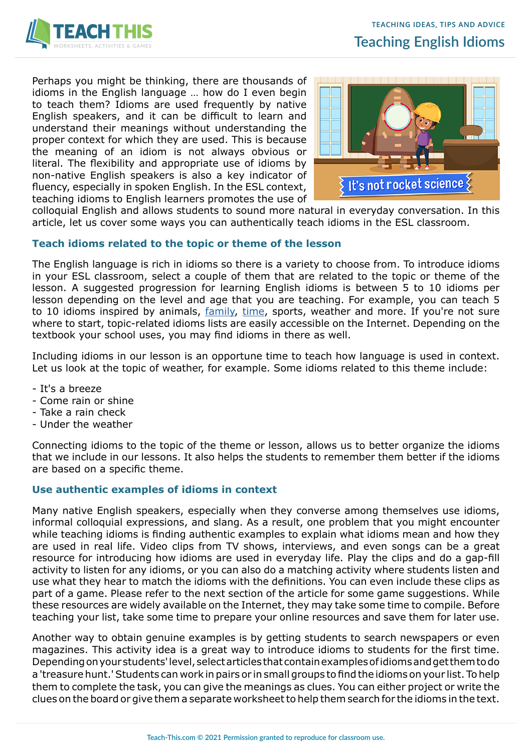# Teaching English Idioms

Perhaps you might be thinking, there are thousands of idioms in the English language … how do I even begin to teach them? Idioms are used frequently by native English speakers, and it can be difficult to learn and understand their meanings without understanding the proper context for which they are used. This is because the meaning of an idiom is not always obvious or literal. The flexibility and appropriate use of idioms by non-native English speakers is also a key indicator of fluency, especially in spoken English. In the ESL context, teaching idioms to English learners promotes the use of colloquial English and allows students to sound more natural in everyday conversation. In this article, let us cover some ways you can authentically teach idioms in the ESL classroom.

## Teach idioms related to the topic or theme of the lesson

The English language is rich in idioms so there is a variety to choose from. To introduce idioms in your ESL classroom, select a couple of them that are related to the topic or theme of the lesson. A suggested progression for learning English idioms is between 5 to 10 idioms per lesson depending on the level and age that you are teaching. For example, you can teach 5 to 10 idioms inspired by animals, family, time, sports, weather and more. If you're not sure where to start, topic-related idioms lists are easily accessible on the Internet. Depending on the textbook your school uses, you may find idioms in there as well.

Including idioms in our lesson is an opportune time to teach how language is used in context. Let us look at the topic of weather, for example. Some idioms related to this theme include:

- It's a breeze
- Come rain or shine
- Take a rain check
- Under the weather

Connecting idioms to the topic of the theme or lesson, allows us to better organize the idioms that we include in our lessons. It also helps the students to remember them better if the idioms are based on a specific theme.

## Use authentic examples of idioms in context

Many native English speakers, especially when they converse among themselves use idioms, informal colloquial expressions, and slang. As a result, one problem that you might encounter while teaching idioms is finding authentic examples to explain what idioms mean and how they are used in real life. Video clips from TV shows, interviews, and even songs can be a great resource for introducing how idioms are used in everyday life. Play the clips and do a gap-fill activity to listen for any idioms, or you can also do a matching activity where students listen and use what they hear to match the idioms with the definitions. You can even include these clips as part of a game. Please refer to the next section of the article for some game suggestions. While these resources are widely available on the Internet, they may take some time to compile. Before teaching your list, take some time to prepare your online resources and save them for later use.

Another way to obtain genuine examples is by getting students to search newspapers or even magazines. This activity idea is a great way to introduce idioms to students for the first time. Depending on your students' level, select articles that contain examples of idioms and get them to do a 'treasure hunt.' Students can work in pairs or in small groups to find the idioms on your list. To help them to complete the task, you can give the meanings as clues. You can either project or write the clues on the board or give them a separate worksheet to help them search for the idioms in the text.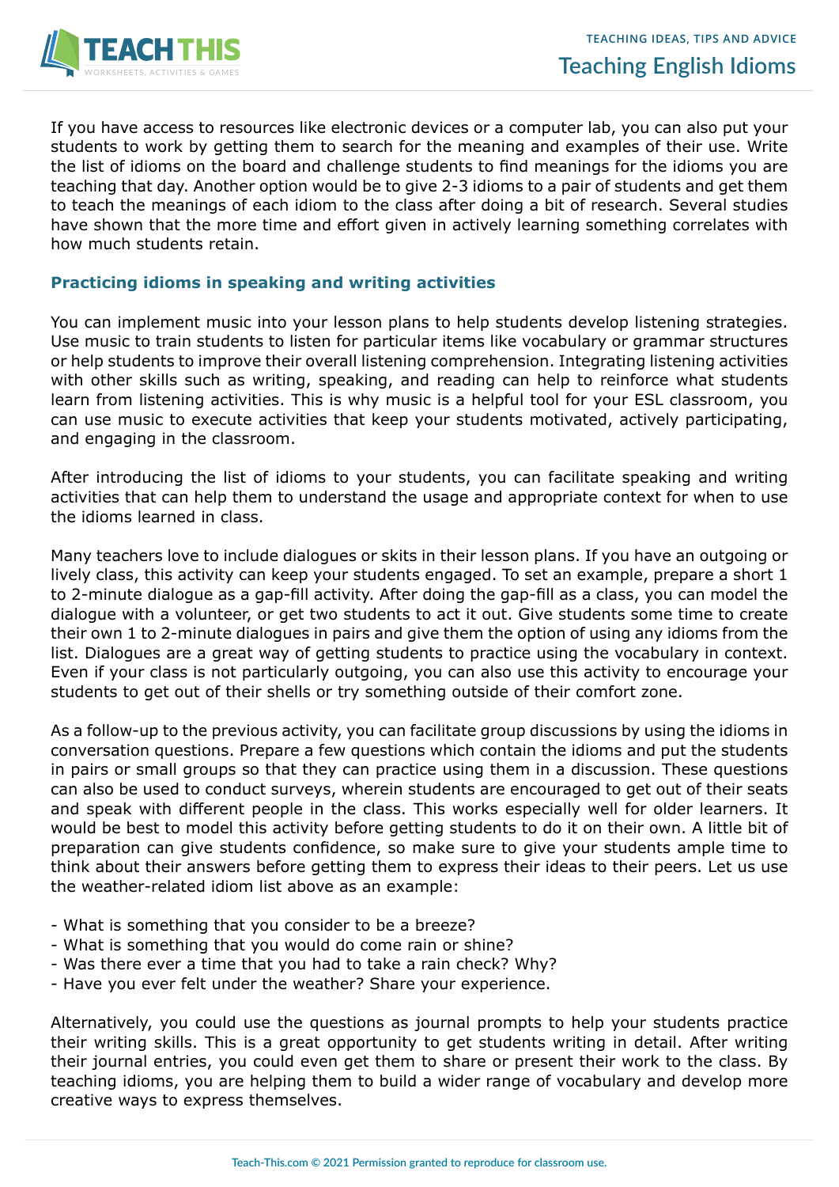If you have access to resources like electronic devices or a computer lab, you can also put your students to work by getting them to search for the meaning and examples of their use. Write the list of idioms on the board and challenge students to find meanings for the idioms you are teaching that day. Another option would be to give 2-3 idioms to a pair of students and get them to teach the meanings of each idiom to the class after doing a bit of research. Several studies have shown that the more time and effort given in actively learning something correlates with how much students retain.

## Practicing idioms in speaking and writing activities

You can implement music into your lesson plans to help students develop listening strategies. Use music to train students to listen for particular items like vocabulary or grammar structures or help students to improve their overall listening comprehension. Integrating listening activities with other skills such as writing, speaking, and reading can help to reinforce what students learn from listening activities. This is why music is a helpful tool for your ESL classroom, you can use music to execute activities that keep your students motivated, actively participating, and engaging in the classroom.

After introducing the list of idioms to your students, you can facilitate speaking and writing activities that can help them to understand the usage and appropriate context for when to use the idioms learned in class.

Many teachers love to include dialogues or skits in their lesson plans. If you have an outgoing or lively class, this activity can keep your students engaged. To set an example, prepare a short 1 to 2-minute dialogue as a gap-fill activity. After doing the gap-fill as a class, you can model the dialogue with a volunteer, or get two students to act it out. Give students some time to create their own 1 to 2-minute dialogues in pairs and give them the option of using any idioms from the list. Dialogues are a great way of getting students to practice using the vocabulary in context. Even if your class is not particularly outgoing, you can also use this activity to encourage your students to get out of their shells or try something outside of their comfort zone.

As a follow-up to the previous activity, you can facilitate group discussions by using the idioms in conversation questions. Prepare a few questions which contain the idioms and put the students in pairs or small groups so that they can practice using them in a discussion. These questions can also be used to conduct surveys, wherein students are encouraged to get out of their seats and speak with different people in the class. This works especially well for older learners. It would be best to model this activity before getting students to do it on their own. A little bit of preparation can give students confidence, so make sure to give your students ample time to think about their answers before getting them to express their ideas to their peers. Let us use the weather-related idiom list above as an example:

- What is something that you consider to be a breeze?
- What is something that you would do come rain or shine?
- Was there ever a time that you had to take a rain check? Why?
- Have you ever felt under the weather? Share your experience.

Alternatively, you could use the questions as journal prompts to help your students practice their writing skills. This is a great opportunity to get students writing in detail. After writing their journal entries, you could even get them to share or present their work to the class. By teaching idioms, you are helping them to build a wider range of vocabulary and develop more creative ways to express themselves.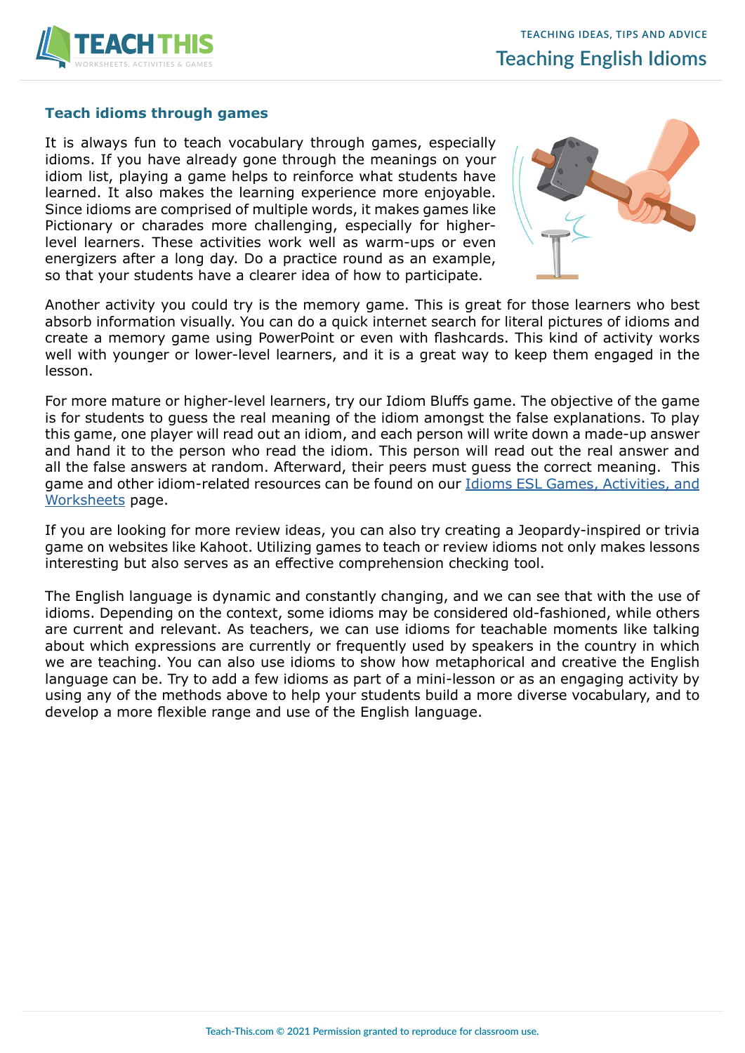## Teach idioms through games

It is always fun to teach vocabulary through games, especially idioms. If you have already gone through the meanings on your idiom list, playing a game helps to reinforce what students have learned. It also makes the learning experience more enjoyable. Since idioms are comprised of multiple words, it makes games like Pictionary or charades more challenging, especially for higher-level learners. These activities work well as warm-ups or even energizers after a long day. Do a practice round as an example, so that your students have a clearer idea of how to participate.

Another activity you could try is the memory game. This is great for those learners who best absorb information visually. You can do a quick internet search for literal pictures of idioms and create a memory game using PowerPoint or even with flashcards. This kind of activity works well with younger or lower-level learners, and it is a great way to keep them engaged in the lesson.

For more mature or higher-level learners, try our Idiom Bluffs game. The objective of the game is for students to guess the real meaning of the idiom amongst the false explanations. To play this game, one player will read out an idiom, and each person will write down a made-up answer and hand it to the person who read the idiom. This person will read out the real answer and all the false answers at random. Afterward, their peers must guess the correct meaning. This game and other idiom-related resources can be found on our Idioms ESL Games, Activities, and Worksheets page.

If you are looking for more review ideas, you can also try creating a Jeopardy-inspired or trivia game on websites like Kahoot. Utilizing games to teach or review idioms not only makes lessons interesting but also serves as an effective comprehension checking tool.

The English language is dynamic and constantly changing, and we can see that with the use of idioms. Depending on the context, some idioms may be considered old-fashioned, while others are current and relevant. As teachers, we can use idioms for teachable moments like talking about which expressions are currently or frequently used by speakers in the country in which we are teaching. You can also use idioms to show how metaphorical and creative the English language can be. Try to add a few idioms as part of a mini-lesson or as an engaging activity by using any of the methods above to help your students build a more diverse vocabulary, and to develop a more flexible range and use of the English language.